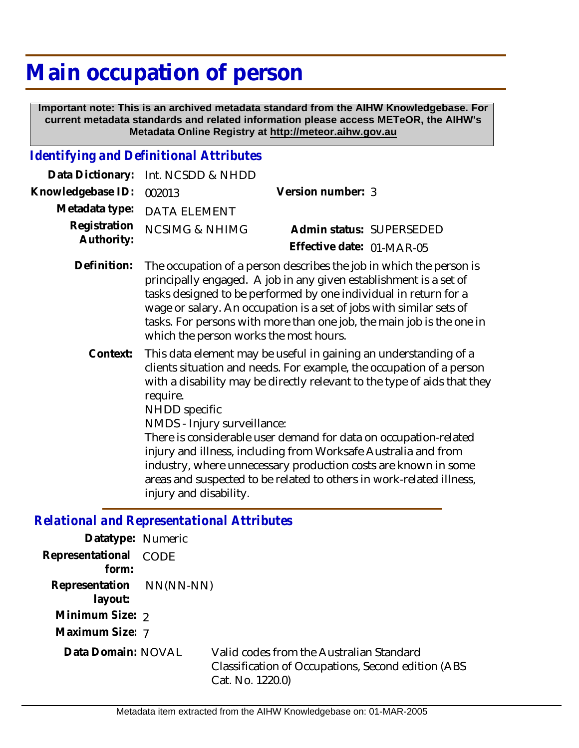# Main occupation of person

**Important note: This is an archived metadata standard from the AIHW Knowledgebase. For current metadata standards and related information please access METeOR, the AIHW's Metadata Online Registry at http://meteor.aihw.gov.au**

## *Identifying and Definitional Attributes*

**Data Dictionary:** Int. NCSDD & NHDD

**Knowledgebase ID:** 002013

**Version number:** 3

**Metadata type:** DATA ELEMENT

**Registration Authority:** NCSIMG & NHIMG

**Admin status:** SUPERSEDED

**Effective date:** 01-MAR-05

**Definition:** The occupation of a person describes the job in which the person is principally engaged. A job in any given establishment is a set of tasks designed to be performed by one individual in return for a wage or salary. An occupation is a set of jobs with similar sets of tasks. For persons with more than one job, the main job is the one in which the person works the most hours.

**Context:** This data element may be useful in gaining an understanding of a clients situation and needs. For example, the occupation of a person with a disability may be directly relevant to the type of aids that they require.
NHDD specific
NMDS - Injury surveillance:
There is considerable user demand for data on occupation-related injury and illness, including from Worksafe Australia and from industry, where unnecessary production costs are known in some areas and suspected to be related to others in work-related illness, injury and disability.

## *Relational and Representational Attributes*

**Datatype:** Numeric

**Representational form:** CODE

**Representation layout:** NN(NN-NN)

**Minimum Size:** 2

**Maximum Size:** 7

**Data Domain:** NOVAL — Valid codes from the Australian Standard Classification of Occupations, Second edition (ABS Cat. No. 1220.0)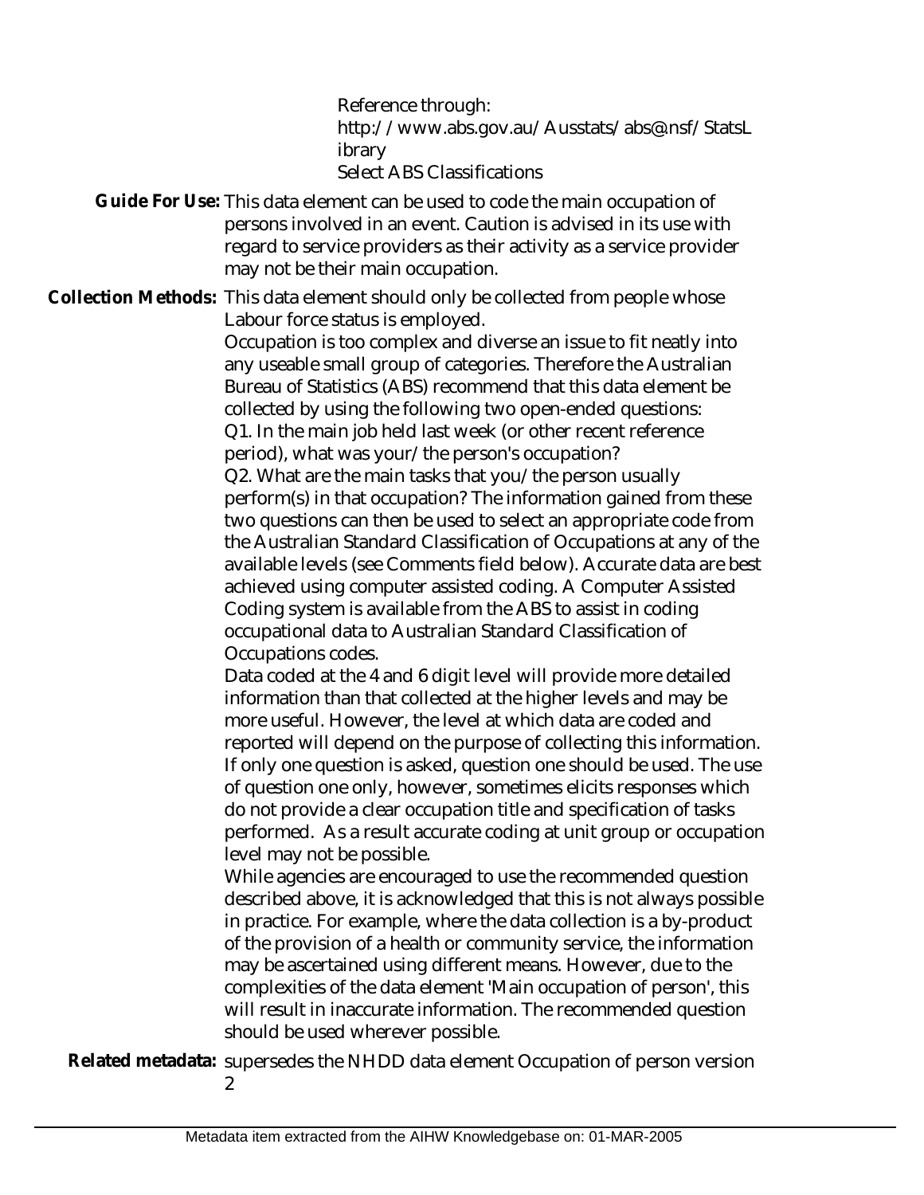Reference through:
http://www.abs.gov.au/Ausstats/abs@.nsf/StatsLibrary
Select ABS Classifications

**Guide For Use:** This data element can be used to code the main occupation of persons involved in an event. Caution is advised in its use with regard to service providers as their activity as a service provider may not be their main occupation.

**Collection Methods:** This data element should only be collected from people whose Labour force status is employed.

Occupation is too complex and diverse an issue to fit neatly into any useable small group of categories. Therefore the Australian Bureau of Statistics (ABS) recommend that this data element be collected by using the following two open-ended questions:

Q1. In the main job held last week (or other recent reference period), what was your/the person's occupation?

Q2. What are the main tasks that you/the person usually perform(s) in that occupation? The information gained from these two questions can then be used to select an appropriate code from the Australian Standard Classification of Occupations at any of the available levels (see Comments field below). Accurate data are best achieved using computer assisted coding. A Computer Assisted Coding system is available from the ABS to assist in coding occupational data to Australian Standard Classification of Occupations codes.

Data coded at the 4 and 6 digit level will provide more detailed information than that collected at the higher levels and may be more useful. However, the level at which data are coded and reported will depend on the purpose of collecting this information. If only one question is asked, question one should be used. The use of question one only, however, sometimes elicits responses which do not provide a clear occupation title and specification of tasks performed. As a result accurate coding at unit group or occupation level may not be possible.

While agencies are encouraged to use the recommended question described above, it is acknowledged that this is not always possible in practice. For example, where the data collection is a by-product of the provision of a health or community service, the information may be ascertained using different means. However, due to the complexities of the data element 'Main occupation of person', this will result in inaccurate information. The recommended question should be used wherever possible.

**Related metadata:** supersedes the NHDD data element Occupation of person version 2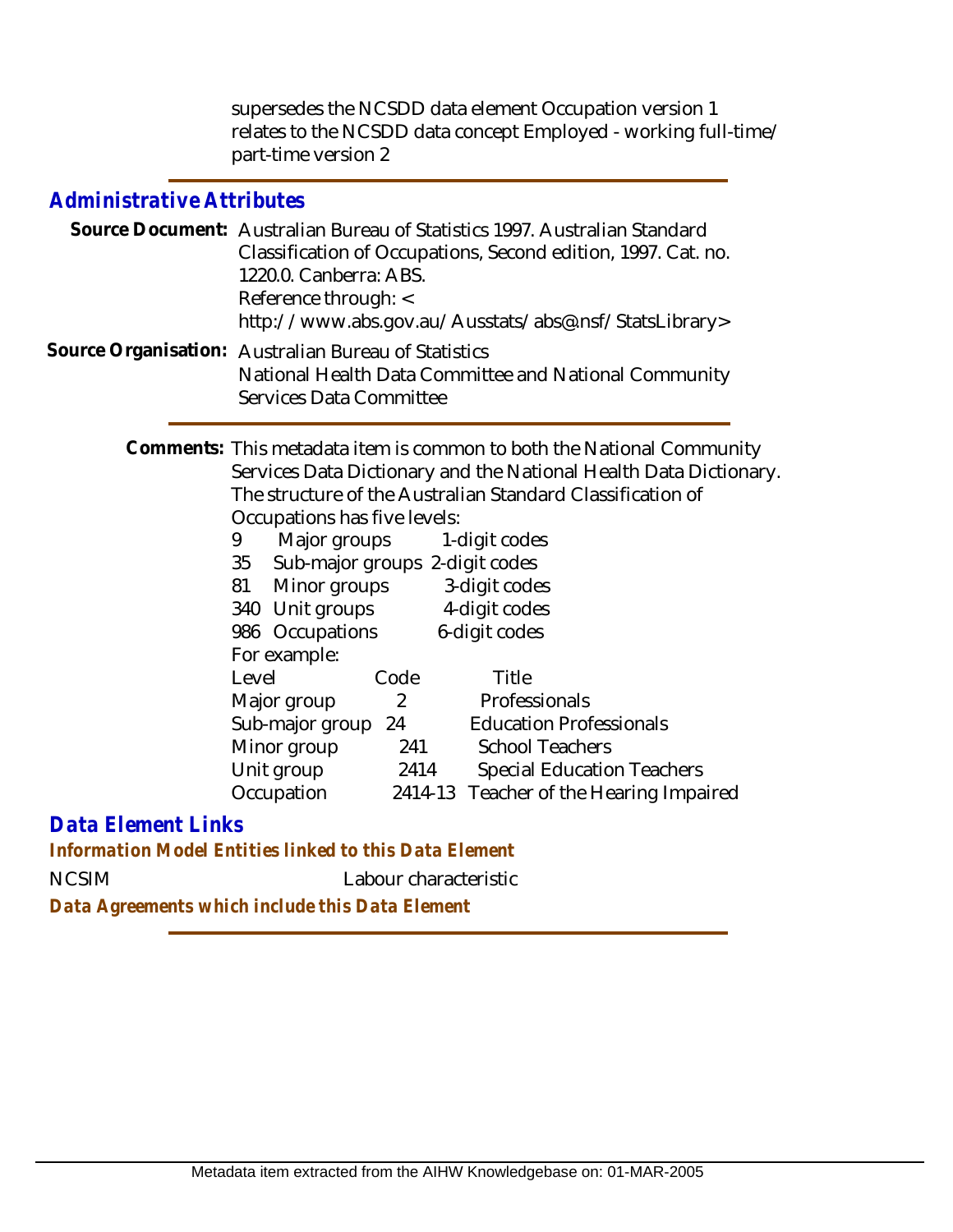supersedes the NCSDD data element Occupation version 1
relates to the NCSDD data concept Employed - working full-time/part-time version 2

## Administrative Attributes

**Source Document:** Australian Bureau of Statistics 1997. Australian Standard Classification of Occupations, Second edition, 1997. Cat. no. 1220.0. Canberra: ABS.
Reference through: < http://www.abs.gov.au/Ausstats/abs@.nsf/StatsLibrary>

**Source Organisation:** Australian Bureau of Statistics
National Health Data Committee and National Community Services Data Committee

**Comments:** This metadata item is common to both the National Community Services Data Dictionary and the National Health Data Dictionary.
The structure of the Australian Standard Classification of Occupations has five levels:

| | | |
|---|---|---|
| 9 | Major groups | 1-digit codes |
| 35 | Sub-major groups | 2-digit codes |
| 81 | Minor groups | 3-digit codes |
| 340 | Unit groups | 4-digit codes |
| 986 | Occupations | 6-digit codes |

For example:

| Level | Code | Title |
|---|---|---|
| Major group | 2 | Professionals |
| Sub-major group | 24 | Education Professionals |
| Minor group | 241 | School Teachers |
| Unit group | 2414 | Special Education Teachers |
| Occupation | 2414-13 | Teacher of the Hearing Impaired |

## Data Element Links

### *Information Model Entities linked to this Data Element*

NCSIM Labour characteristic

### *Data Agreements which include this Data Element*

Metadata item extracted from the AIHW Knowledgebase on: 01-MAR-2005